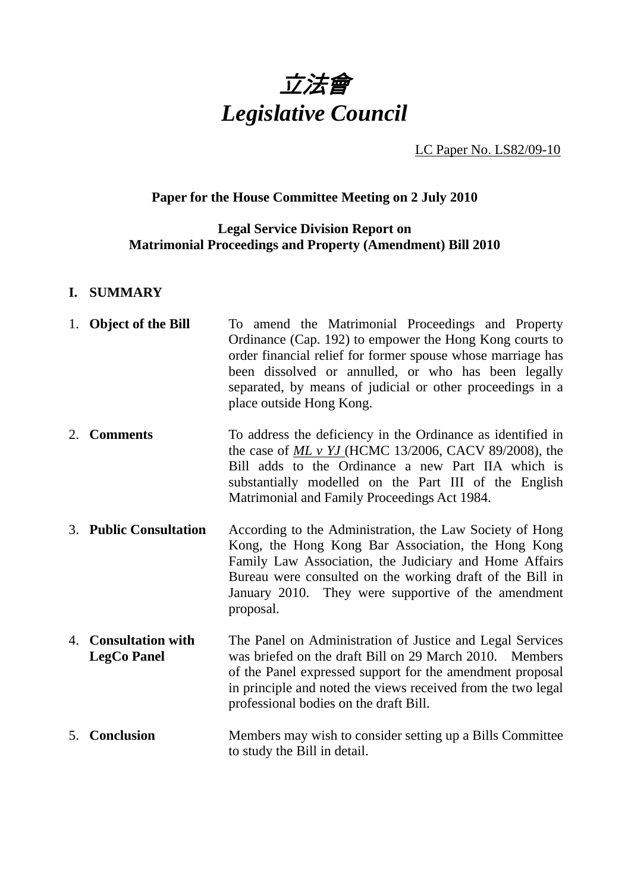# 立法會
# *Legislative Council*

LC Paper No. LS82/09-10

**Paper for the House Committee Meeting on 2 July 2010**

**Legal Service Division Report on**
**Matrimonial Proceedings and Property (Amendment) Bill 2010**

## I. SUMMARY

1. **Object of the Bill** — To amend the Matrimonial Proceedings and Property Ordinance (Cap. 192) to empower the Hong Kong courts to order financial relief for former spouse whose marriage has been dissolved or annulled, or who has been legally separated, by means of judicial or other proceedings in a place outside Hong Kong.

2. **Comments** — To address the deficiency in the Ordinance as identified in the case of *ML v YJ* (HCMC 13/2006, CACV 89/2008), the Bill adds to the Ordinance a new Part IIA which is substantially modelled on the Part III of the English Matrimonial and Family Proceedings Act 1984.

3. **Public Consultation** — According to the Administration, the Law Society of Hong Kong, the Hong Kong Bar Association, the Hong Kong Family Law Association, the Judiciary and Home Affairs Bureau were consulted on the working draft of the Bill in January 2010. They were supportive of the amendment proposal.

4. **Consultation with LegCo Panel** — The Panel on Administration of Justice and Legal Services was briefed on the draft Bill on 29 March 2010. Members of the Panel expressed support for the amendment proposal in principle and noted the views received from the two legal professional bodies on the draft Bill.

5. **Conclusion** — Members may wish to consider setting up a Bills Committee to study the Bill in detail.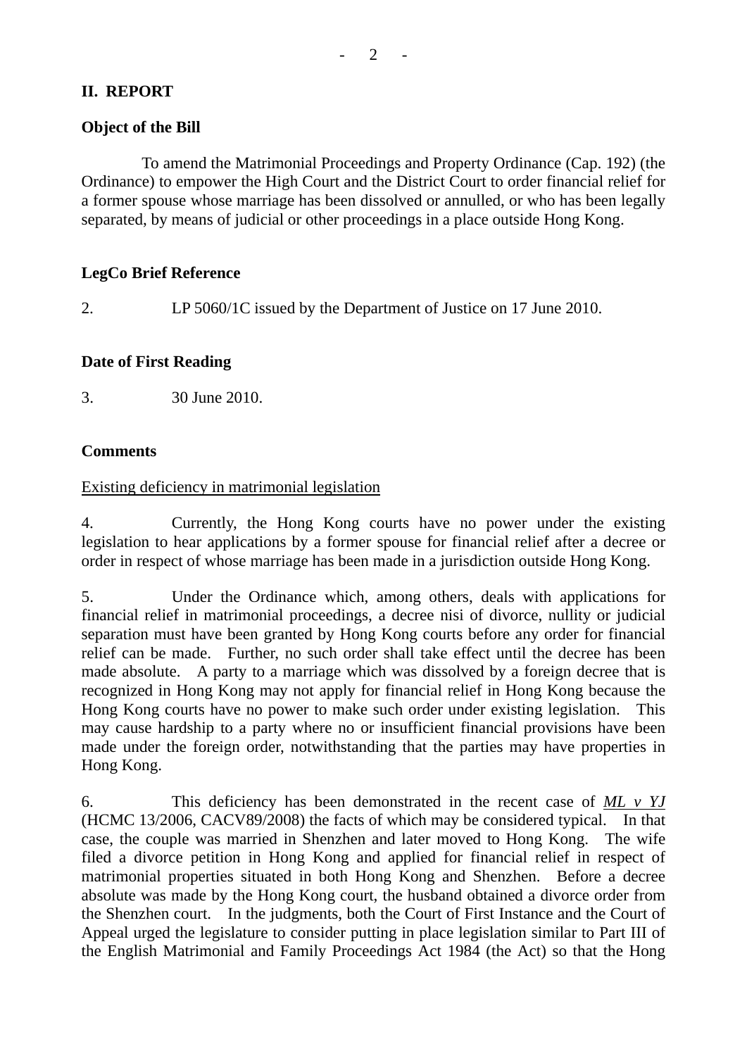## II. REPORT

### Object of the Bill

To amend the Matrimonial Proceedings and Property Ordinance (Cap. 192) (the Ordinance) to empower the High Court and the District Court to order financial relief for a former spouse whose marriage has been dissolved or annulled, or who has been legally separated, by means of judicial or other proceedings in a place outside Hong Kong.

### LegCo Brief Reference

2. LP 5060/1C issued by the Department of Justice on 17 June 2010.

### Date of First Reading

3. 30 June 2010.

### Comments

Existing deficiency in matrimonial legislation

4. Currently, the Hong Kong courts have no power under the existing legislation to hear applications by a former spouse for financial relief after a decree or order in respect of whose marriage has been made in a jurisdiction outside Hong Kong.

5. Under the Ordinance which, among others, deals with applications for financial relief in matrimonial proceedings, a decree nisi of divorce, nullity or judicial separation must have been granted by Hong Kong courts before any order for financial relief can be made. Further, no such order shall take effect until the decree has been made absolute. A party to a marriage which was dissolved by a foreign decree that is recognized in Hong Kong may not apply for financial relief in Hong Kong because the Hong Kong courts have no power to make such order under existing legislation. This may cause hardship to a party where no or insufficient financial provisions have been made under the foreign order, notwithstanding that the parties may have properties in Hong Kong.

6. This deficiency has been demonstrated in the recent case of *ML v YJ* (HCMC 13/2006, CACV89/2008) the facts of which may be considered typical. In that case, the couple was married in Shenzhen and later moved to Hong Kong. The wife filed a divorce petition in Hong Kong and applied for financial relief in respect of matrimonial properties situated in both Hong Kong and Shenzhen. Before a decree absolute was made by the Hong Kong court, the husband obtained a divorce order from the Shenzhen court. In the judgments, both the Court of First Instance and the Court of Appeal urged the legislature to consider putting in place legislation similar to Part III of the English Matrimonial and Family Proceedings Act 1984 (the Act) so that the Hong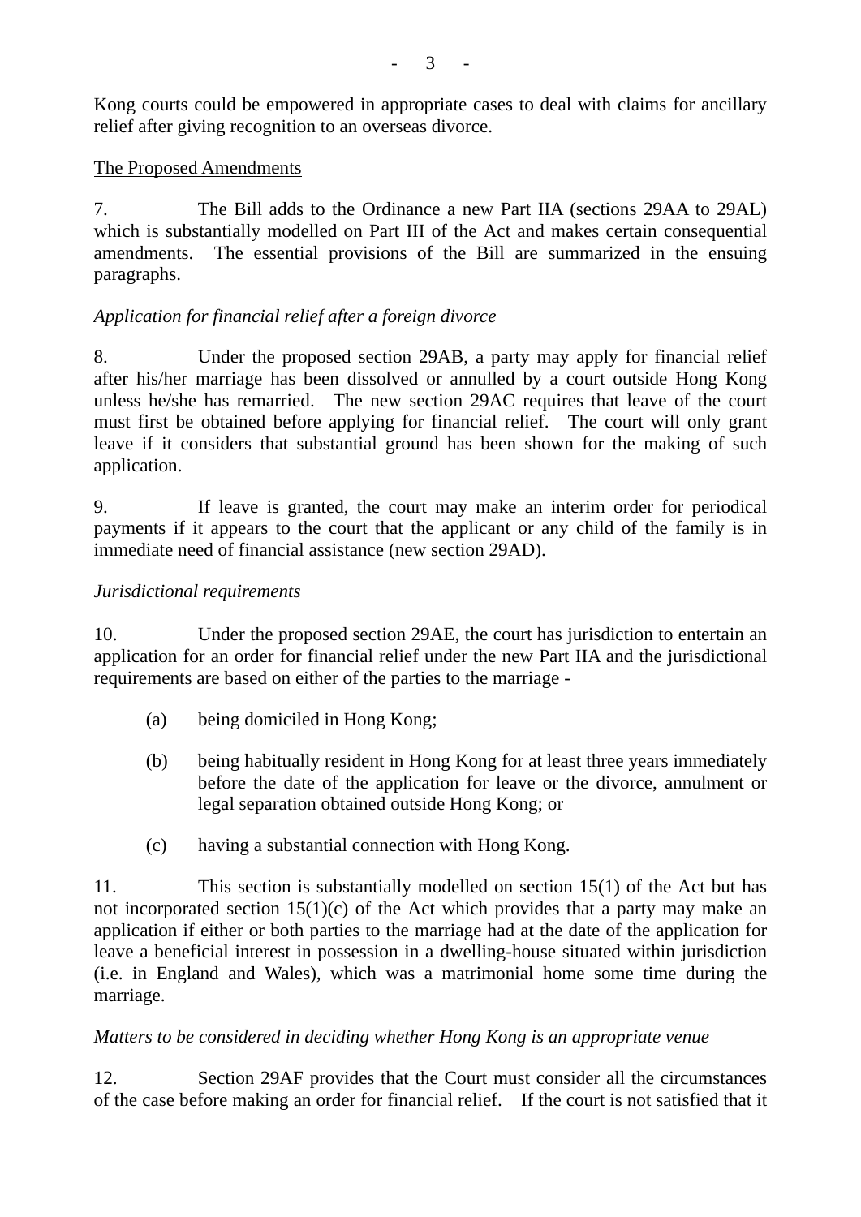Kong courts could be empowered in appropriate cases to deal with claims for ancillary relief after giving recognition to an overseas divorce.

<u>The Proposed Amendments</u>

7. The Bill adds to the Ordinance a new Part IIA (sections 29AA to 29AL) which is substantially modelled on Part III of the Act and makes certain consequential amendments. The essential provisions of the Bill are summarized in the ensuing paragraphs.

*Application for financial relief after a foreign divorce*

8. Under the proposed section 29AB, a party may apply for financial relief after his/her marriage has been dissolved or annulled by a court outside Hong Kong unless he/she has remarried. The new section 29AC requires that leave of the court must first be obtained before applying for financial relief. The court will only grant leave if it considers that substantial ground has been shown for the making of such application.

9. If leave is granted, the court may make an interim order for periodical payments if it appears to the court that the applicant or any child of the family is in immediate need of financial assistance (new section 29AD).

*Jurisdictional requirements*

10. Under the proposed section 29AE, the court has jurisdiction to entertain an application for an order for financial relief under the new Part IIA and the jurisdictional requirements are based on either of the parties to the marriage -

(a) being domiciled in Hong Kong;

(b) being habitually resident in Hong Kong for at least three years immediately before the date of the application for leave or the divorce, annulment or legal separation obtained outside Hong Kong; or

(c) having a substantial connection with Hong Kong.

11. This section is substantially modelled on section 15(1) of the Act but has not incorporated section 15(1)(c) of the Act which provides that a party may make an application if either or both parties to the marriage had at the date of the application for leave a beneficial interest in possession in a dwelling-house situated within jurisdiction (i.e. in England and Wales), which was a matrimonial home some time during the marriage.

*Matters to be considered in deciding whether Hong Kong is an appropriate venue*

12. Section 29AF provides that the Court must consider all the circumstances of the case before making an order for financial relief. If the court is not satisfied that it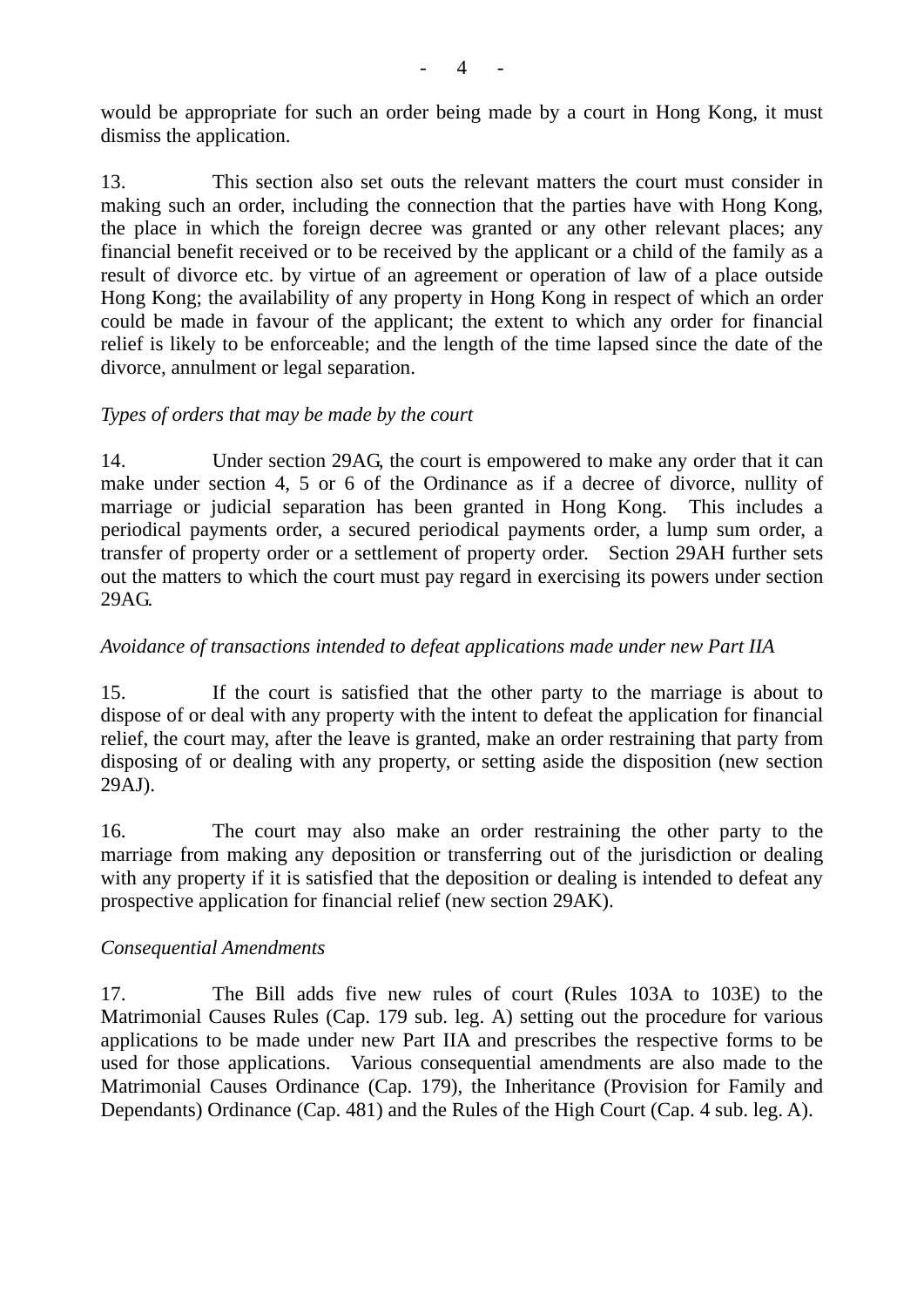would be appropriate for such an order being made by a court in Hong Kong, it must dismiss the application.

13. This section also set outs the relevant matters the court must consider in making such an order, including the connection that the parties have with Hong Kong, the place in which the foreign decree was granted or any other relevant places; any financial benefit received or to be received by the applicant or a child of the family as a result of divorce etc. by virtue of an agreement or operation of law of a place outside Hong Kong; the availability of any property in Hong Kong in respect of which an order could be made in favour of the applicant; the extent to which any order for financial relief is likely to be enforceable; and the length of the time lapsed since the date of the divorce, annulment or legal separation.

*Types of orders that may be made by the court*

14. Under section 29AG, the court is empowered to make any order that it can make under section 4, 5 or 6 of the Ordinance as if a decree of divorce, nullity of marriage or judicial separation has been granted in Hong Kong. This includes a periodical payments order, a secured periodical payments order, a lump sum order, a transfer of property order or a settlement of property order. Section 29AH further sets out the matters to which the court must pay regard in exercising its powers under section 29AG.

*Avoidance of transactions intended to defeat applications made under new Part IIA*

15. If the court is satisfied that the other party to the marriage is about to dispose of or deal with any property with the intent to defeat the application for financial relief, the court may, after the leave is granted, make an order restraining that party from disposing of or dealing with any property, or setting aside the disposition (new section 29AJ).

16. The court may also make an order restraining the other party to the marriage from making any deposition or transferring out of the jurisdiction or dealing with any property if it is satisfied that the deposition or dealing is intended to defeat any prospective application for financial relief (new section 29AK).

*Consequential Amendments*

17. The Bill adds five new rules of court (Rules 103A to 103E) to the Matrimonial Causes Rules (Cap. 179 sub. leg. A) setting out the procedure for various applications to be made under new Part IIA and prescribes the respective forms to be used for those applications. Various consequential amendments are also made to the Matrimonial Causes Ordinance (Cap. 179), the Inheritance (Provision for Family and Dependants) Ordinance (Cap. 481) and the Rules of the High Court (Cap. 4 sub. leg. A).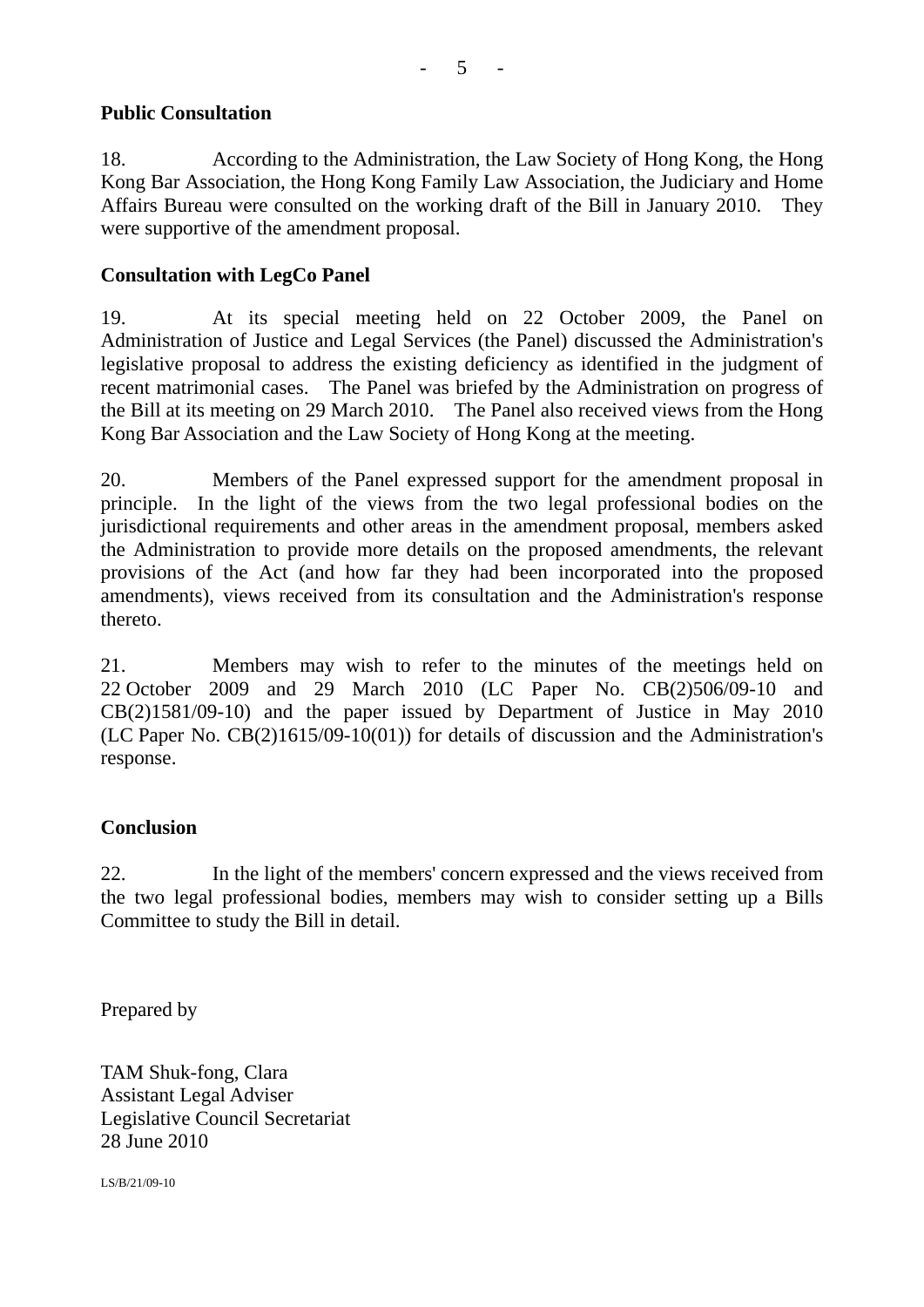**Public Consultation**

18. According to the Administration, the Law Society of Hong Kong, the Hong Kong Bar Association, the Hong Kong Family Law Association, the Judiciary and Home Affairs Bureau were consulted on the working draft of the Bill in January 2010. They were supportive of the amendment proposal.

**Consultation with LegCo Panel**

19. At its special meeting held on 22 October 2009, the Panel on Administration of Justice and Legal Services (the Panel) discussed the Administration's legislative proposal to address the existing deficiency as identified in the judgment of recent matrimonial cases. The Panel was briefed by the Administration on progress of the Bill at its meeting on 29 March 2010. The Panel also received views from the Hong Kong Bar Association and the Law Society of Hong Kong at the meeting.

20. Members of the Panel expressed support for the amendment proposal in principle. In the light of the views from the two legal professional bodies on the jurisdictional requirements and other areas in the amendment proposal, members asked the Administration to provide more details on the proposed amendments, the relevant provisions of the Act (and how far they had been incorporated into the proposed amendments), views received from its consultation and the Administration's response thereto.

21. Members may wish to refer to the minutes of the meetings held on 22 October 2009 and 29 March 2010 (LC Paper No. CB(2)506/09-10 and CB(2)1581/09-10) and the paper issued by Department of Justice in May 2010 (LC Paper No. CB(2)1615/09-10(01)) for details of discussion and the Administration's response.

**Conclusion**

22. In the light of the members' concern expressed and the views received from the two legal professional bodies, members may wish to consider setting up a Bills Committee to study the Bill in detail.

Prepared by

TAM Shuk-fong, Clara
Assistant Legal Adviser
Legislative Council Secretariat
28 June 2010

LS/B/21/09-10